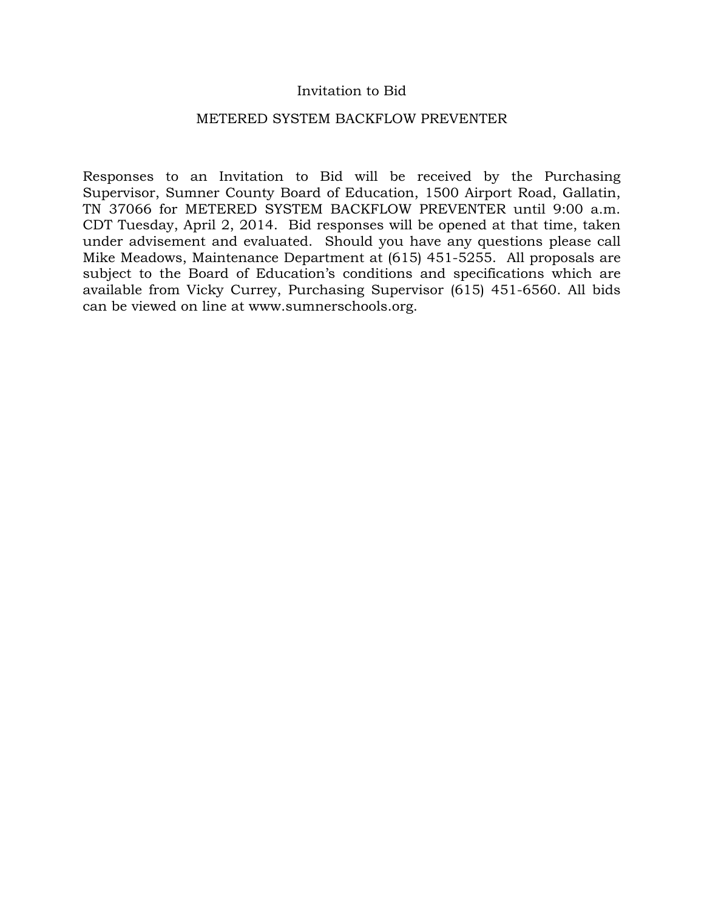# Invitation to Bid

## METERED SYSTEM BACKFLOW PREVENTER

Responses to an Invitation to Bid will be received by the Purchasing Supervisor, Sumner County Board of Education, 1500 Airport Road, Gallatin, TN 37066 for METERED SYSTEM BACKFLOW PREVENTER until 9:00 a.m. CDT Tuesday, April 2, 2014. Bid responses will be opened at that time, taken under advisement and evaluated. Should you have any questions please call Mike Meadows, Maintenance Department at (615) 451-5255. All proposals are subject to the Board of Education's conditions and specifications which are available from Vicky Currey, Purchasing Supervisor (615) 451-6560. All bids can be viewed on line at www.sumnerschools.org.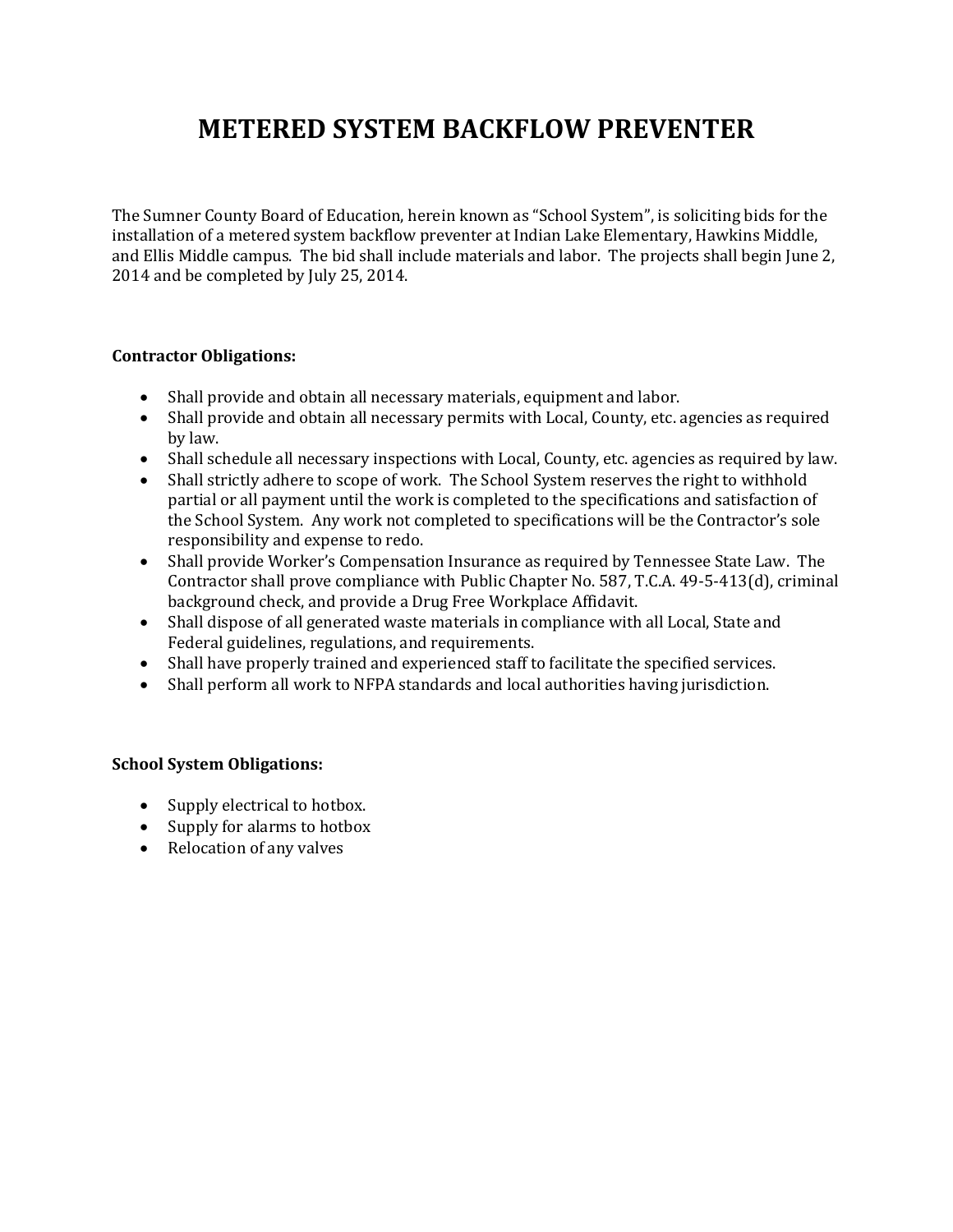# METERED SYSTEM BACKFLOW PREVENTER

The Sumner County Board of Education, herein known as "School System", is soliciting bids for the installation of a metered system backflow preventer at Indian Lake Elementary, Hawkins Middle, and Ellis Middle campus. The bid shall include materials and labor. The projects shall begin June 2, 2014 and be completed by July 25, 2014.

**Contractor Obligations:**

- Shall provide and obtain all necessary materials, equipment and labor.
- Shall provide and obtain all necessary permits with Local, County, etc. agencies as required by law.
- Shall schedule all necessary inspections with Local, County, etc. agencies as required by law.
- Shall strictly adhere to scope of work. The School System reserves the right to withhold partial or all payment until the work is completed to the specifications and satisfaction of the School System. Any work not completed to specifications will be the Contractor's sole responsibility and expense to redo.
- Shall provide Worker's Compensation Insurance as required by Tennessee State Law. The Contractor shall prove compliance with Public Chapter No. 587, T.C.A. 49-5-413(d), criminal background check, and provide a Drug Free Workplace Affidavit.
- Shall dispose of all generated waste materials in compliance with all Local, State and Federal guidelines, regulations, and requirements.
- Shall have properly trained and experienced staff to facilitate the specified services.
- Shall perform all work to NFPA standards and local authorities having jurisdiction.

**School System Obligations:**

- Supply electrical to hotbox.
- Supply for alarms to hotbox
- Relocation of any valves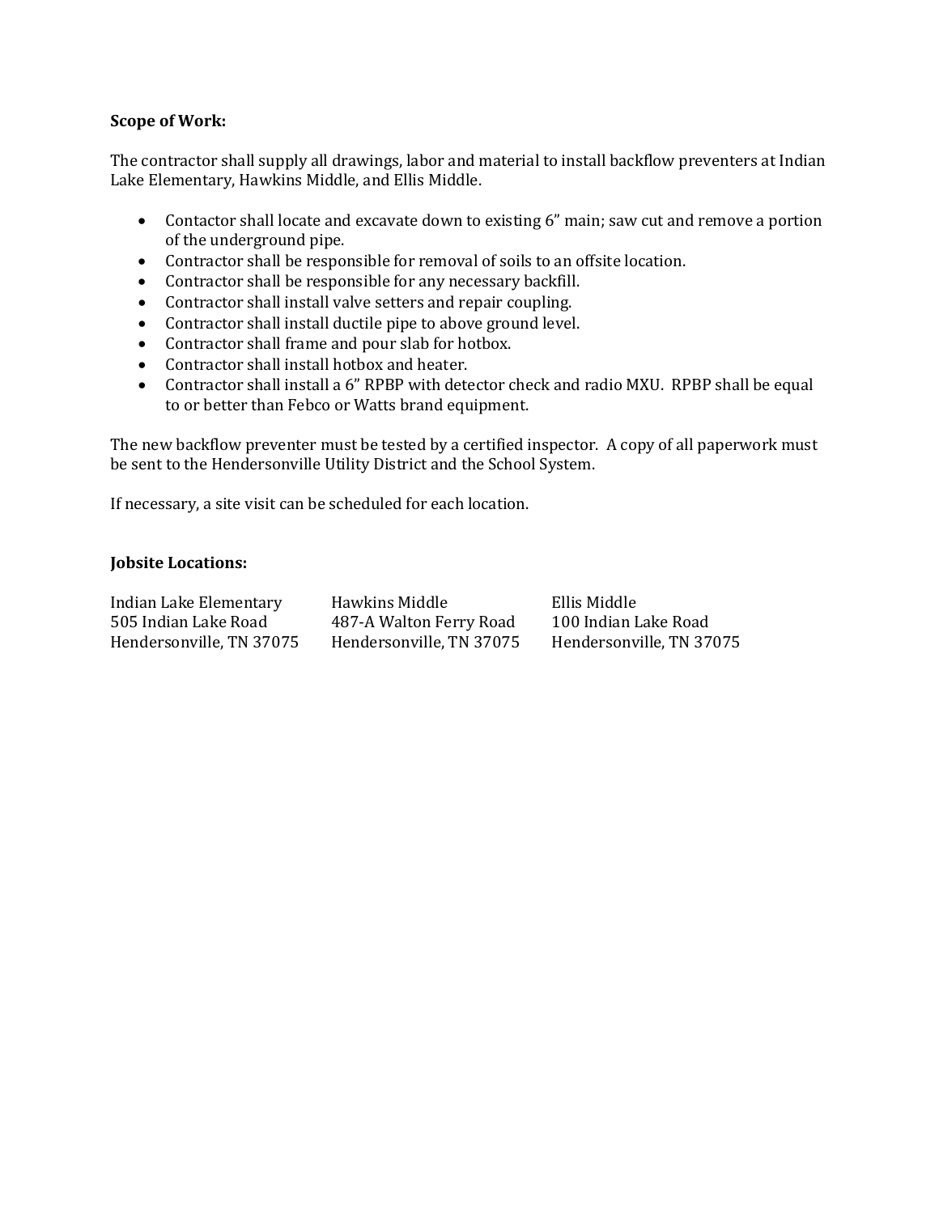**Scope of Work:**

The contractor shall supply all drawings, labor and material to install backflow preventers at Indian Lake Elementary, Hawkins Middle, and Ellis Middle.

- Contactor shall locate and excavate down to existing 6" main; saw cut and remove a portion of the underground pipe.
- Contractor shall be responsible for removal of soils to an offsite location.
- Contractor shall be responsible for any necessary backfill.
- Contractor shall install valve setters and repair coupling.
- Contractor shall install ductile pipe to above ground level.
- Contractor shall frame and pour slab for hotbox.
- Contractor shall install hotbox and heater.
- Contractor shall install a 6" RPBP with detector check and radio MXU. RPBP shall be equal to or better than Febco or Watts brand equipment.

The new backflow preventer must be tested by a certified inspector. A copy of all paperwork must be sent to the Hendersonville Utility District and the School System.

If necessary, a site visit can be scheduled for each location.

**Jobsite Locations:**

| Indian Lake Elementary | Hawkins Middle | Ellis Middle |
|---|---|---|
| 505 Indian Lake Road | 487-A Walton Ferry Road | 100 Indian Lake Road |
| Hendersonville, TN 37075 | Hendersonville, TN 37075 | Hendersonville, TN 37075 |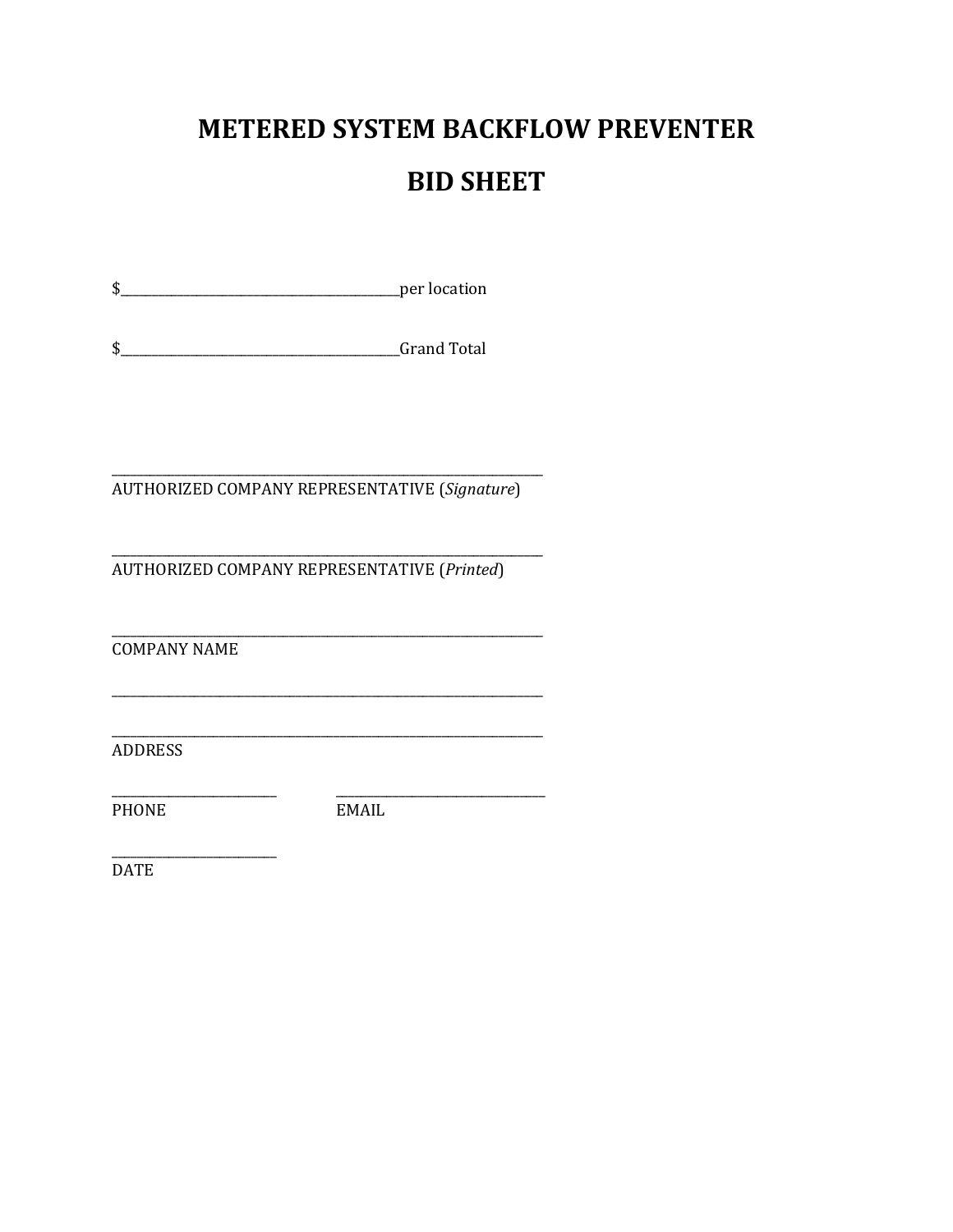# METERED SYSTEM BACKFLOW PREVENTER

# BID SHEET

$\_\_\_\_\_\_\_\_\_\_\_\_\_\_\_\_\_\_\_\_\_\_\_\_\_\_\_\_\_\_per location

$\_\_\_\_\_\_\_\_\_\_\_\_\_\_\_\_\_\_\_\_\_\_\_\_\_\_\_\_\_\_Grand Total

\_\_\_\_\_\_\_\_\_\_\_\_\_\_\_\_\_\_\_\_\_\_\_\_\_\_\_\_\_\_\_\_\_\_\_\_\_\_\_\_\_\_\_\_\_\_\_\_

AUTHORIZED COMPANY REPRESENTATIVE (*Signature*)

\_\_\_\_\_\_\_\_\_\_\_\_\_\_\_\_\_\_\_\_\_\_\_\_\_\_\_\_\_\_\_\_\_\_\_\_\_\_\_\_\_\_\_\_\_\_\_\_

AUTHORIZED COMPANY REPRESENTATIVE (*Printed*)

\_\_\_\_\_\_\_\_\_\_\_\_\_\_\_\_\_\_\_\_\_\_\_\_\_\_\_\_\_\_\_\_\_\_\_\_\_\_\_\_\_\_\_\_\_\_\_\_

COMPANY NAME

\_\_\_\_\_\_\_\_\_\_\_\_\_\_\_\_\_\_\_\_\_\_\_\_\_\_\_\_\_\_\_\_\_\_\_\_\_\_\_\_\_\_\_\_\_\_\_\_

\_\_\_\_\_\_\_\_\_\_\_\_\_\_\_\_\_\_\_\_\_\_\_\_\_\_\_\_\_\_\_\_\_\_\_\_\_\_\_\_\_\_\_\_\_\_\_\_

ADDRESS

\_\_\_\_\_\_\_\_\_\_\_\_\_\_\_\_\_\_\_\_ \_\_\_\_\_\_\_\_\_\_\_\_\_\_\_\_\_\_\_\_\_\_\_\_

PHONE EMAIL

\_\_\_\_\_\_\_\_\_\_\_\_\_\_\_\_\_\_\_\_

DATE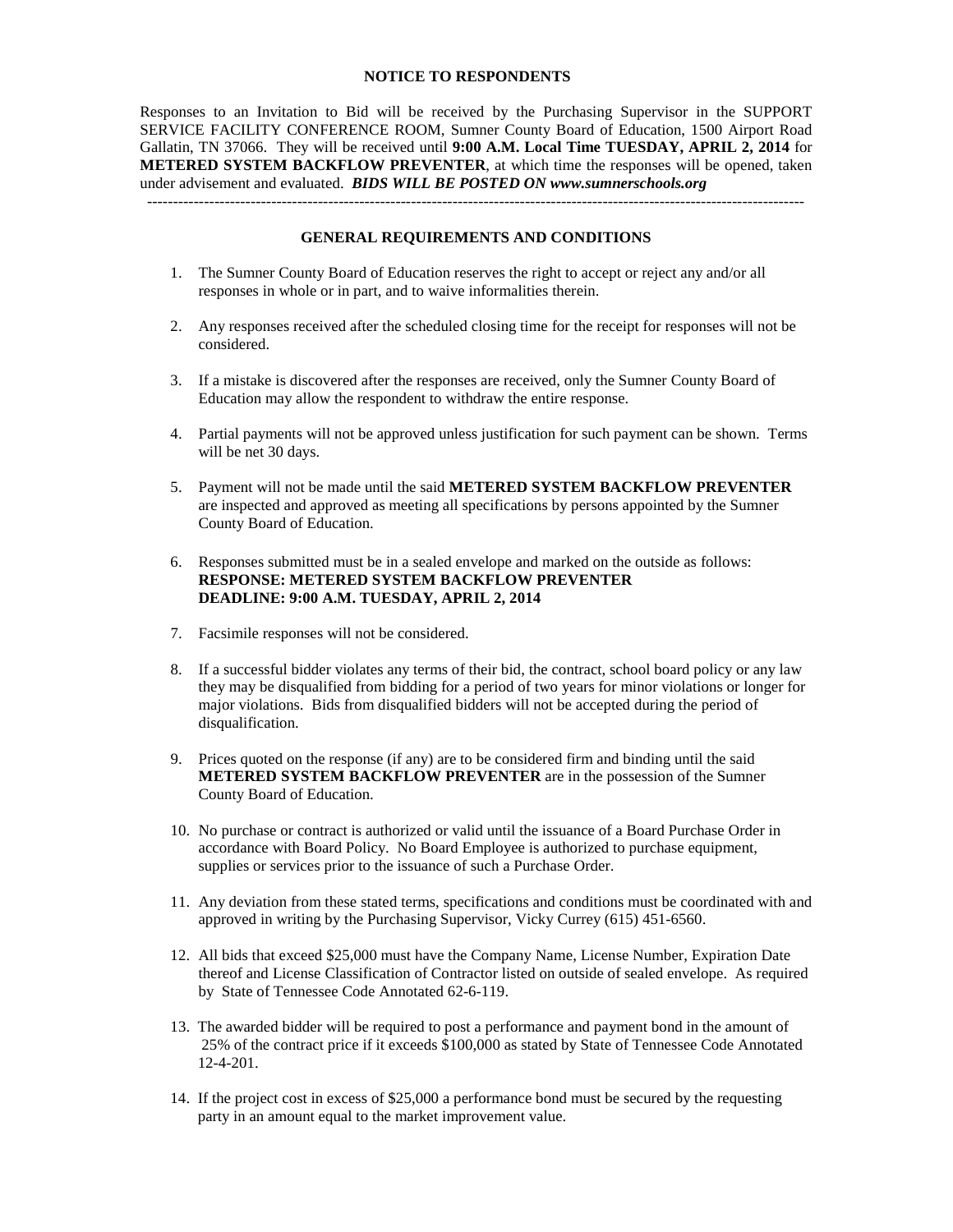**NOTICE TO RESPONDENTS**

Responses to an Invitation to Bid will be received by the Purchasing Supervisor in the SUPPORT SERVICE FACILITY CONFERENCE ROOM, Sumner County Board of Education, 1500 Airport Road Gallatin, TN 37066. They will be received until **9:00 A.M. Local Time TUESDAY, APRIL 2, 2014** for **METERED SYSTEM BACKFLOW PREVENTER**, at which time the responses will be opened, taken under advisement and evaluated. ***BIDS WILL BE POSTED ON www.sumnerschools.org***

---

**GENERAL REQUIREMENTS AND CONDITIONS**

1. The Sumner County Board of Education reserves the right to accept or reject any and/or all responses in whole or in part, and to waive informalities therein.

2. Any responses received after the scheduled closing time for the receipt for responses will not be considered.

3. If a mistake is discovered after the responses are received, only the Sumner County Board of Education may allow the respondent to withdraw the entire response.

4. Partial payments will not be approved unless justification for such payment can be shown. Terms will be net 30 days.

5. Payment will not be made until the said **METERED SYSTEM BACKFLOW PREVENTER** are inspected and approved as meeting all specifications by persons appointed by the Sumner County Board of Education.

6. Responses submitted must be in a sealed envelope and marked on the outside as follows:
   **RESPONSE: METERED SYSTEM BACKFLOW PREVENTER**
   **DEADLINE: 9:00 A.M. TUESDAY, APRIL 2, 2014**

7. Facsimile responses will not be considered.

8. If a successful bidder violates any terms of their bid, the contract, school board policy or any law they may be disqualified from bidding for a period of two years for minor violations or longer for major violations. Bids from disqualified bidders will not be accepted during the period of disqualification.

9. Prices quoted on the response (if any) are to be considered firm and binding until the said **METERED SYSTEM BACKFLOW PREVENTER** are in the possession of the Sumner County Board of Education.

10. No purchase or contract is authorized or valid until the issuance of a Board Purchase Order in accordance with Board Policy. No Board Employee is authorized to purchase equipment, supplies or services prior to the issuance of such a Purchase Order.

11. Any deviation from these stated terms, specifications and conditions must be coordinated with and approved in writing by the Purchasing Supervisor, Vicky Currey (615) 451-6560.

12. All bids that exceed $25,000 must have the Company Name, License Number, Expiration Date thereof and License Classification of Contractor listed on outside of sealed envelope. As required by State of Tennessee Code Annotated 62-6-119.

13. The awarded bidder will be required to post a performance and payment bond in the amount of 25% of the contract price if it exceeds $100,000 as stated by State of Tennessee Code Annotated 12-4-201.

14. If the project cost in excess of $25,000 a performance bond must be secured by the requesting party in an amount equal to the market improvement value.